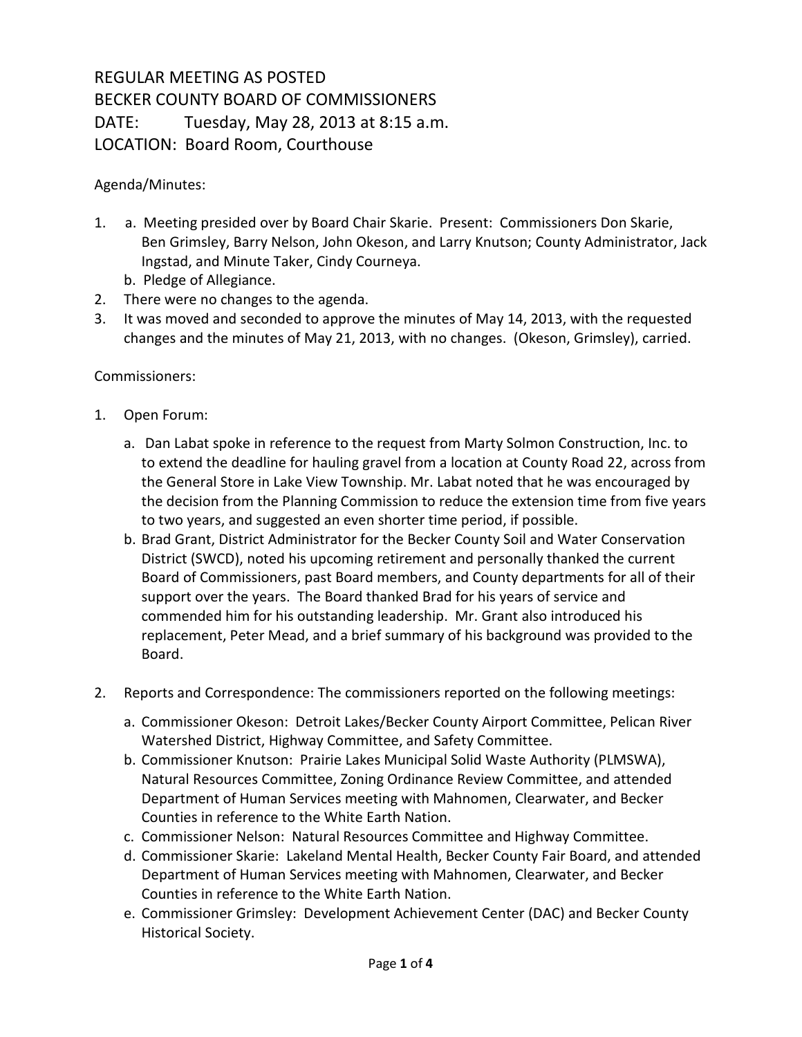# REGULAR MEETING AS POSTED
# BECKER COUNTY BOARD OF COMMISSIONERS

DATE: Tuesday, May 28, 2013 at 8:15 a.m.

LOCATION: Board Room, Courthouse

Agenda/Minutes:

1. a. Meeting presided over by Board Chair Skarie. Present: Commissioners Don Skarie, Ben Grimsley, Barry Nelson, John Okeson, and Larry Knutson; County Administrator, Jack Ingstad, and Minute Taker, Cindy Courneya.
   b. Pledge of Allegiance.
2. There were no changes to the agenda.
3. It was moved and seconded to approve the minutes of May 14, 2013, with the requested changes and the minutes of May 21, 2013, with no changes. (Okeson, Grimsley), carried.

Commissioners:

1. Open Forum:
   a. Dan Labat spoke in reference to the request from Marty Solmon Construction, Inc. to to extend the deadline for hauling gravel from a location at County Road 22, across from the General Store in Lake View Township. Mr. Labat noted that he was encouraged by the decision from the Planning Commission to reduce the extension time from five years to two years, and suggested an even shorter time period, if possible.
   b. Brad Grant, District Administrator for the Becker County Soil and Water Conservation District (SWCD), noted his upcoming retirement and personally thanked the current Board of Commissioners, past Board members, and County departments for all of their support over the years. The Board thanked Brad for his years of service and commended him for his outstanding leadership. Mr. Grant also introduced his replacement, Peter Mead, and a brief summary of his background was provided to the Board.
2. Reports and Correspondence: The commissioners reported on the following meetings:
   a. Commissioner Okeson: Detroit Lakes/Becker County Airport Committee, Pelican River Watershed District, Highway Committee, and Safety Committee.
   b. Commissioner Knutson: Prairie Lakes Municipal Solid Waste Authority (PLMSWA), Natural Resources Committee, Zoning Ordinance Review Committee, and attended Department of Human Services meeting with Mahnomen, Clearwater, and Becker Counties in reference to the White Earth Nation.
   c. Commissioner Nelson: Natural Resources Committee and Highway Committee.
   d. Commissioner Skarie: Lakeland Mental Health, Becker County Fair Board, and attended Department of Human Services meeting with Mahnomen, Clearwater, and Becker Counties in reference to the White Earth Nation.
   e. Commissioner Grimsley: Development Achievement Center (DAC) and Becker County Historical Society.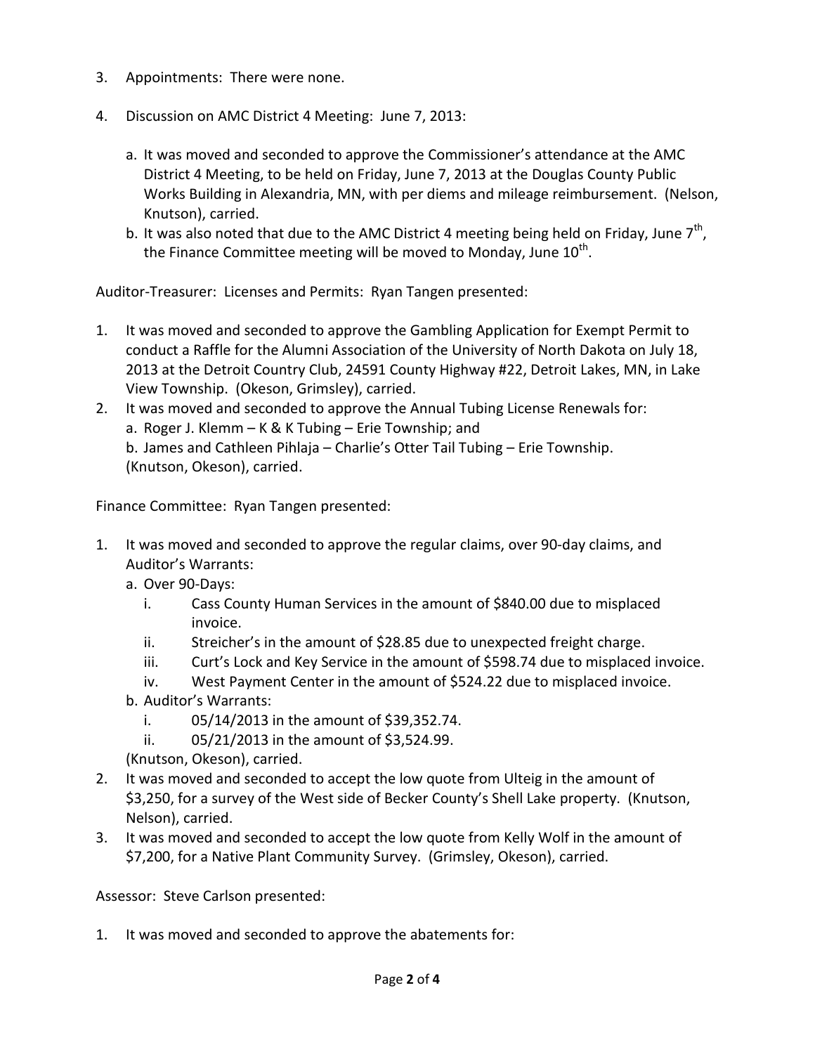3. Appointments: There were none.

4. Discussion on AMC District 4 Meeting: June 7, 2013:

   a. It was moved and seconded to approve the Commissioner's attendance at the AMC District 4 Meeting, to be held on Friday, June 7, 2013 at the Douglas County Public Works Building in Alexandria, MN, with per diems and mileage reimbursement. (Nelson, Knutson), carried.

   b. It was also noted that due to the AMC District 4 meeting being held on Friday, June 7th, the Finance Committee meeting will be moved to Monday, June 10th.

Auditor-Treasurer: Licenses and Permits: Ryan Tangen presented:

1. It was moved and seconded to approve the Gambling Application for Exempt Permit to conduct a Raffle for the Alumni Association of the University of North Dakota on July 18, 2013 at the Detroit Country Club, 24591 County Highway #22, Detroit Lakes, MN, in Lake View Township. (Okeson, Grimsley), carried.
2. It was moved and seconded to approve the Annual Tubing License Renewals for:
   a. Roger J. Klemm – K & K Tubing – Erie Township; and
   b. James and Cathleen Pihlaja – Charlie's Otter Tail Tubing – Erie Township.
   (Knutson, Okeson), carried.

Finance Committee: Ryan Tangen presented:

1. It was moved and seconded to approve the regular claims, over 90-day claims, and Auditor's Warrants:
   a. Over 90-Days:
      i. Cass County Human Services in the amount of $840.00 due to misplaced invoice.
      ii. Streicher's in the amount of $28.85 due to unexpected freight charge.
      iii. Curt's Lock and Key Service in the amount of $598.74 due to misplaced invoice.
      iv. West Payment Center in the amount of $524.22 due to misplaced invoice.
   b. Auditor's Warrants:
      i. 05/14/2013 in the amount of $39,352.74.
      ii. 05/21/2013 in the amount of $3,524.99.
   (Knutson, Okeson), carried.
2. It was moved and seconded to accept the low quote from Ulteig in the amount of $3,250, for a survey of the West side of Becker County's Shell Lake property. (Knutson, Nelson), carried.
3. It was moved and seconded to accept the low quote from Kelly Wolf in the amount of $7,200, for a Native Plant Community Survey. (Grimsley, Okeson), carried.

Assessor: Steve Carlson presented:

1. It was moved and seconded to approve the abatements for: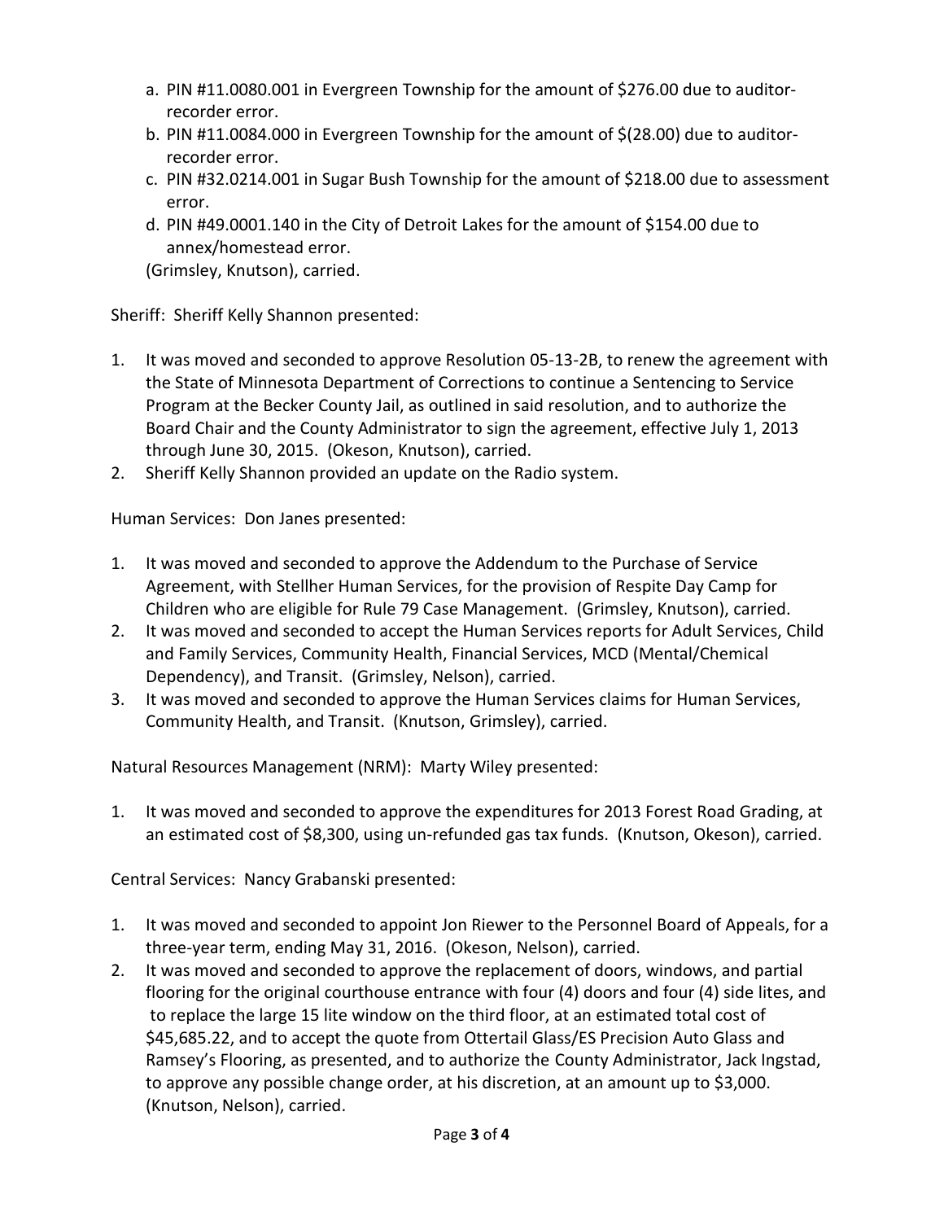a. PIN #11.0080.001 in Evergreen Township for the amount of $276.00 due to auditor-recorder error.
b. PIN #11.0084.000 in Evergreen Township for the amount of $(28.00) due to auditor-recorder error.
c. PIN #32.0214.001 in Sugar Bush Township for the amount of $218.00 due to assessment error.
d. PIN #49.0001.140 in the City of Detroit Lakes for the amount of $154.00 due to annex/homestead error.

(Grimsley, Knutson), carried.

Sheriff: Sheriff Kelly Shannon presented:

1. It was moved and seconded to approve Resolution 05-13-2B, to renew the agreement with the State of Minnesota Department of Corrections to continue a Sentencing to Service Program at the Becker County Jail, as outlined in said resolution, and to authorize the Board Chair and the County Administrator to sign the agreement, effective July 1, 2013 through June 30, 2015. (Okeson, Knutson), carried.
2. Sheriff Kelly Shannon provided an update on the Radio system.

Human Services: Don Janes presented:

1. It was moved and seconded to approve the Addendum to the Purchase of Service Agreement, with Stellher Human Services, for the provision of Respite Day Camp for Children who are eligible for Rule 79 Case Management. (Grimsley, Knutson), carried.
2. It was moved and seconded to accept the Human Services reports for Adult Services, Child and Family Services, Community Health, Financial Services, MCD (Mental/Chemical Dependency), and Transit. (Grimsley, Nelson), carried.
3. It was moved and seconded to approve the Human Services claims for Human Services, Community Health, and Transit. (Knutson, Grimsley), carried.

Natural Resources Management (NRM): Marty Wiley presented:

1. It was moved and seconded to approve the expenditures for 2013 Forest Road Grading, at an estimated cost of $8,300, using un-refunded gas tax funds. (Knutson, Okeson), carried.

Central Services: Nancy Grabanski presented:

1. It was moved and seconded to appoint Jon Riewer to the Personnel Board of Appeals, for a three-year term, ending May 31, 2016. (Okeson, Nelson), carried.
2. It was moved and seconded to approve the replacement of doors, windows, and partial flooring for the original courthouse entrance with four (4) doors and four (4) side lites, and to replace the large 15 lite window on the third floor, at an estimated total cost of $45,685.22, and to accept the quote from Ottertail Glass/ES Precision Auto Glass and Ramsey's Flooring, as presented, and to authorize the County Administrator, Jack Ingstad, to approve any possible change order, at his discretion, at an amount up to $3,000. (Knutson, Nelson), carried.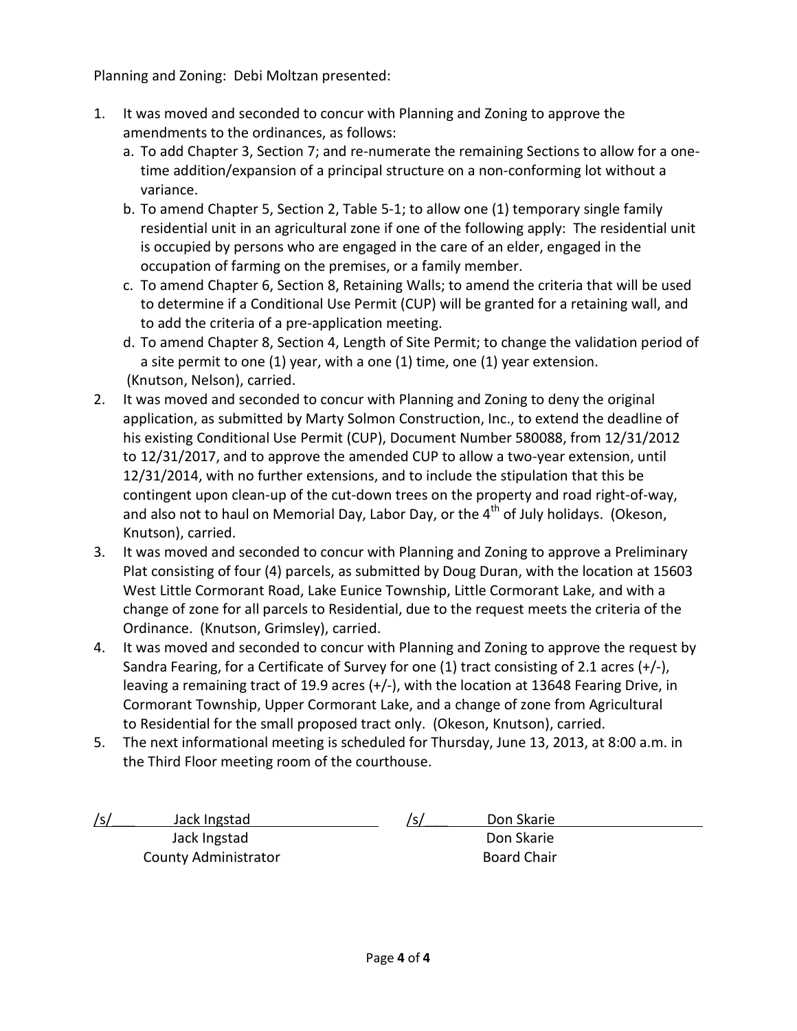Planning and Zoning: Debi Moltzan presented:

1. It was moved and seconded to concur with Planning and Zoning to approve the amendments to the ordinances, as follows:
   a. To add Chapter 3, Section 7; and re-numerate the remaining Sections to allow for a one-time addition/expansion of a principal structure on a non-conforming lot without a variance.
   b. To amend Chapter 5, Section 2, Table 5-1; to allow one (1) temporary single family residential unit in an agricultural zone if one of the following apply: The residential unit is occupied by persons who are engaged in the care of an elder, engaged in the occupation of farming on the premises, or a family member.
   c. To amend Chapter 6, Section 8, Retaining Walls; to amend the criteria that will be used to determine if a Conditional Use Permit (CUP) will be granted for a retaining wall, and to add the criteria of a pre-application meeting.
   d. To amend Chapter 8, Section 4, Length of Site Permit; to change the validation period of a site permit to one (1) year, with a one (1) time, one (1) year extension.

   (Knutson, Nelson), carried.
2. It was moved and seconded to concur with Planning and Zoning to deny the original application, as submitted by Marty Solmon Construction, Inc., to extend the deadline of his existing Conditional Use Permit (CUP), Document Number 580088, from 12/31/2012 to 12/31/2017, and to approve the amended CUP to allow a two-year extension, until 12/31/2014, with no further extensions, and to include the stipulation that this be contingent upon clean-up of the cut-down trees on the property and road right-of-way, and also not to haul on Memorial Day, Labor Day, or the 4th of July holidays. (Okeson, Knutson), carried.
3. It was moved and seconded to concur with Planning and Zoning to approve a Preliminary Plat consisting of four (4) parcels, as submitted by Doug Duran, with the location at 15603 West Little Cormorant Road, Lake Eunice Township, Little Cormorant Lake, and with a change of zone for all parcels to Residential, due to the request meets the criteria of the Ordinance. (Knutson, Grimsley), carried.
4. It was moved and seconded to concur with Planning and Zoning to approve the request by Sandra Fearing, for a Certificate of Survey for one (1) tract consisting of 2.1 acres (+/-), leaving a remaining tract of 19.9 acres (+/-), with the location at 13648 Fearing Drive, in Cormorant Township, Upper Cormorant Lake, and a change of zone from Agricultural to Residential for the small proposed tract only. (Okeson, Knutson), carried.
5. The next informational meeting is scheduled for Thursday, June 13, 2013, at 8:00 a.m. in the Third Floor meeting room of the courthouse.

/s/___ Jack Ingstad
Jack Ingstad
County Administrator

/s/___ Don Skarie
Don Skarie
Board Chair